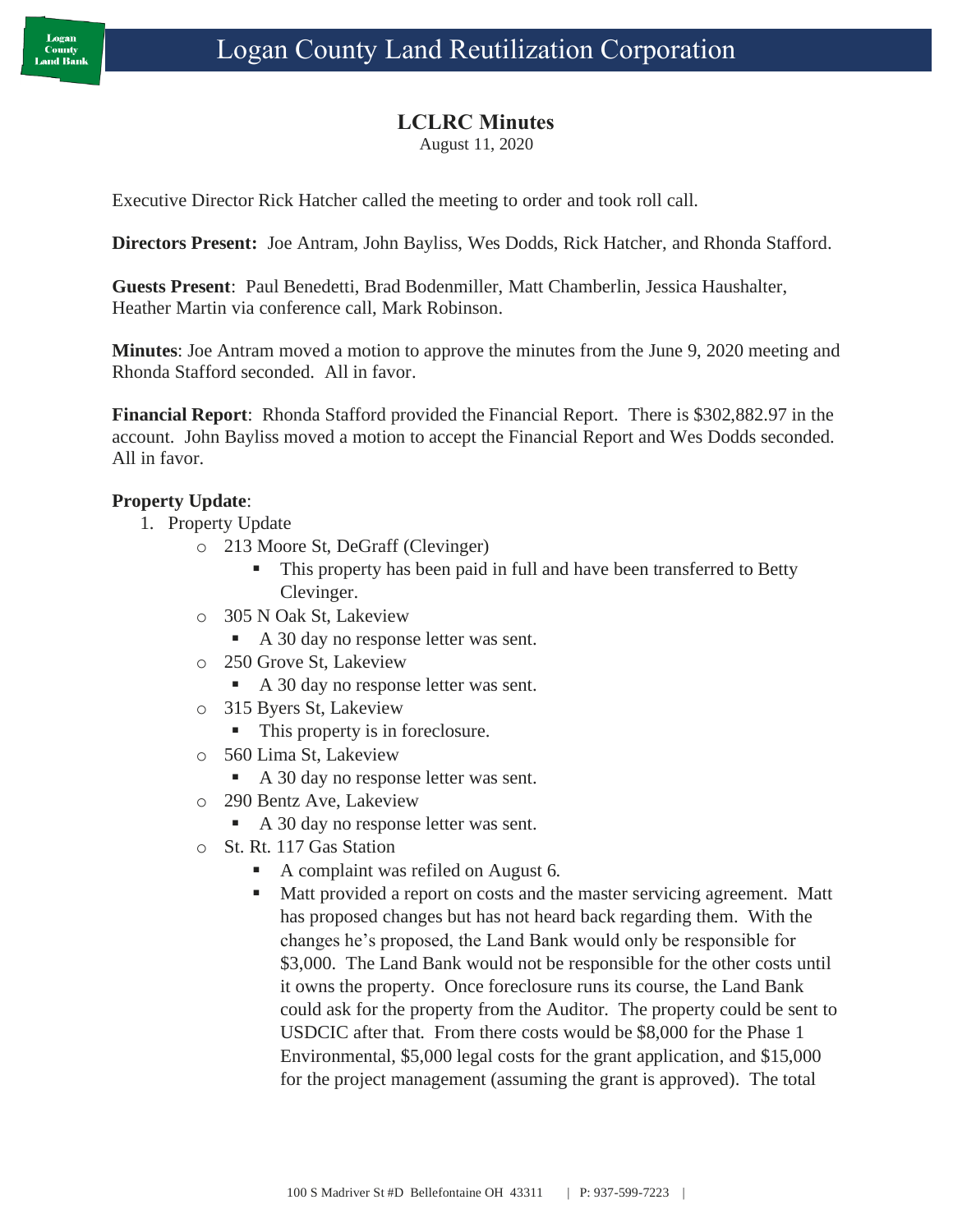# Logan County Land Reutilization Corporation

## LCLRC Minutes

August 11, 2020

Executive Director Rick Hatcher called the meeting to order and took roll call.

**Directors Present:** Joe Antram, John Bayliss, Wes Dodds, Rick Hatcher, and Rhonda Stafford.

**Guests Present**: Paul Benedetti, Brad Bodenmiller, Matt Chamberlin, Jessica Haushalter, Heather Martin via conference call, Mark Robinson.

**Minutes**: Joe Antram moved a motion to approve the minutes from the June 9, 2020 meeting and Rhonda Stafford seconded. All in favor.

**Financial Report**: Rhonda Stafford provided the Financial Report. There is $302,882.97 in the account. John Bayliss moved a motion to accept the Financial Report and Wes Dodds seconded. All in favor.

**Property Update**:

1. Property Update
   - 213 Moore St, DeGraff (Clevinger)
     - This property has been paid in full and have been transferred to Betty Clevinger.
   - 305 N Oak St, Lakeview
     - A 30 day no response letter was sent.
   - 250 Grove St, Lakeview
     - A 30 day no response letter was sent.
   - 315 Byers St, Lakeview
     - This property is in foreclosure.
   - 560 Lima St, Lakeview
     - A 30 day no response letter was sent.
   - 290 Bentz Ave, Lakeview
     - A 30 day no response letter was sent.
   - St. Rt. 117 Gas Station
     - A complaint was refiled on August 6.
     - Matt provided a report on costs and the master servicing agreement. Matt has proposed changes but has not heard back regarding them. With the changes he's proposed, the Land Bank would only be responsible for $3,000. The Land Bank would not be responsible for the other costs until it owns the property. Once foreclosure runs its course, the Land Bank could ask for the property from the Auditor. The property could be sent to USDCIC after that. From there costs would be $8,000 for the Phase 1 Environmental, $5,000 legal costs for the grant application, and $15,000 for the project management (assuming the grant is approved). The total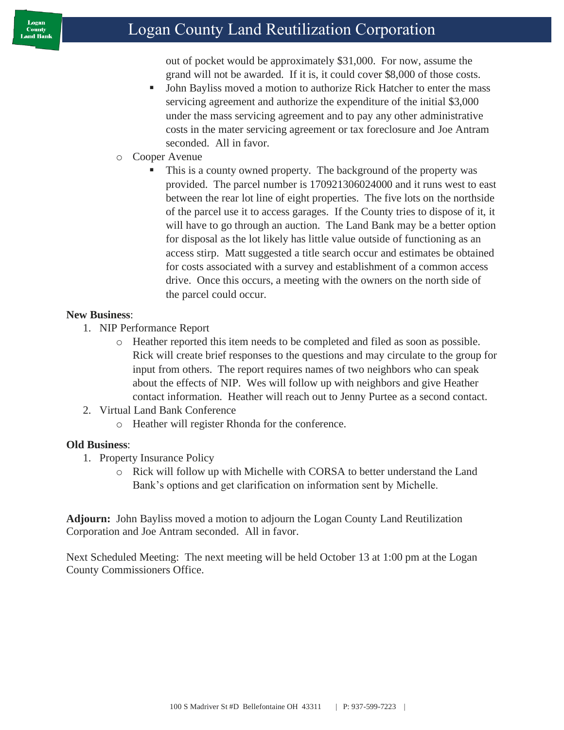out of pocket would be approximately $31,000. For now, assume the grand will not be awarded. If it is, it could cover $8,000 of those costs.

    - John Bayliss moved a motion to authorize Rick Hatcher to enter the mass servicing agreement and authorize the expenditure of the initial $3,000 under the mass servicing agreement and to pay any other administrative costs in the mater servicing agreement or tax foreclosure and Joe Antram seconded. All in favor.

- Cooper Avenue
    - This is a county owned property. The background of the property was provided. The parcel number is 170921306024000 and it runs west to east between the rear lot line of eight properties. The five lots on the northside of the parcel use it to access garages. If the County tries to dispose of it, it will have to go through an auction. The Land Bank may be a better option for disposal as the lot likely has little value outside of functioning as an access stirp. Matt suggested a title search occur and estimates be obtained for costs associated with a survey and establishment of a common access drive. Once this occurs, a meeting with the owners on the north side of the parcel could occur.

**New Business**:

1. NIP Performance Report
    - Heather reported this item needs to be completed and filed as soon as possible. Rick will create brief responses to the questions and may circulate to the group for input from others. The report requires names of two neighbors who can speak about the effects of NIP. Wes will follow up with neighbors and give Heather contact information. Heather will reach out to Jenny Purtee as a second contact.
2. Virtual Land Bank Conference
    - Heather will register Rhonda for the conference.

**Old Business**:

1. Property Insurance Policy
    - Rick will follow up with Michelle with CORSA to better understand the Land Bank's options and get clarification on information sent by Michelle.

**Adjourn:** John Bayliss moved a motion to adjourn the Logan County Land Reutilization Corporation and Joe Antram seconded. All in favor.

Next Scheduled Meeting: The next meeting will be held October 13 at 1:00 pm at the Logan County Commissioners Office.